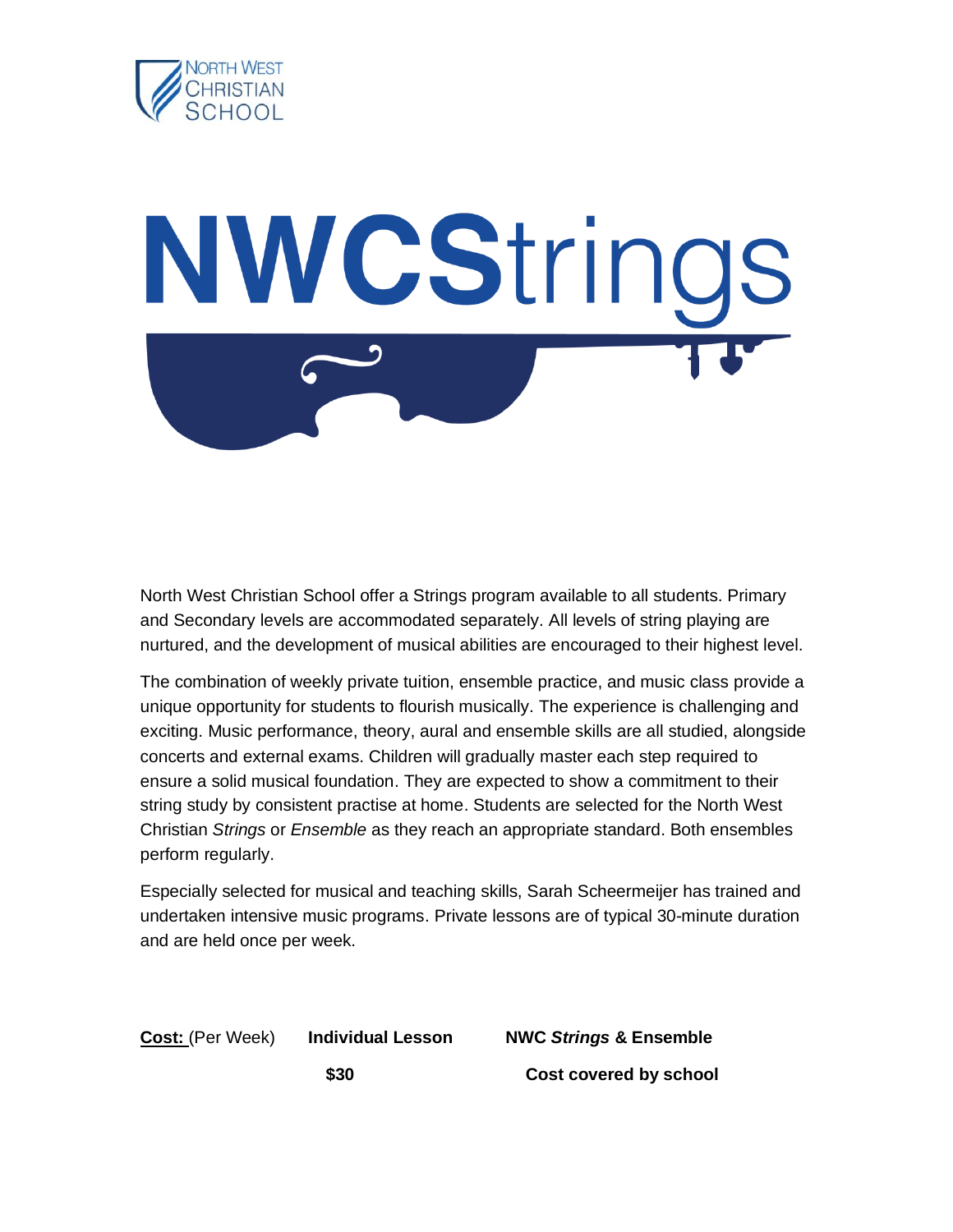North West Christian School

# NWCStrings

North West Christian School offer a Strings program available to all students. Primary and Secondary levels are accommodated separately. All levels of string playing are nurtured, and the development of musical abilities are encouraged to their highest level.

The combination of weekly private tuition, ensemble practice, and music class provide a unique opportunity for students to flourish musically. The experience is challenging and exciting. Music performance, theory, aural and ensemble skills are all studied, alongside concerts and external exams. Children will gradually master each step required to ensure a solid musical foundation. They are expected to show a commitment to their string study by consistent practise at home. Students are selected for the North West Christian *Strings* or *Ensemble* as they reach an appropriate standard. Both ensembles perform regularly.

Especially selected for musical and teaching skills, Sarah Scheermeijer has trained and undertaken intensive music programs. Private lessons are of typical 30-minute duration and are held once per week.

| **Cost:** (Per Week) | **Individual Lesson** | **NWC *Strings* & Ensemble** |
| --- | --- | --- |
| | **$30** | **Cost covered by school** |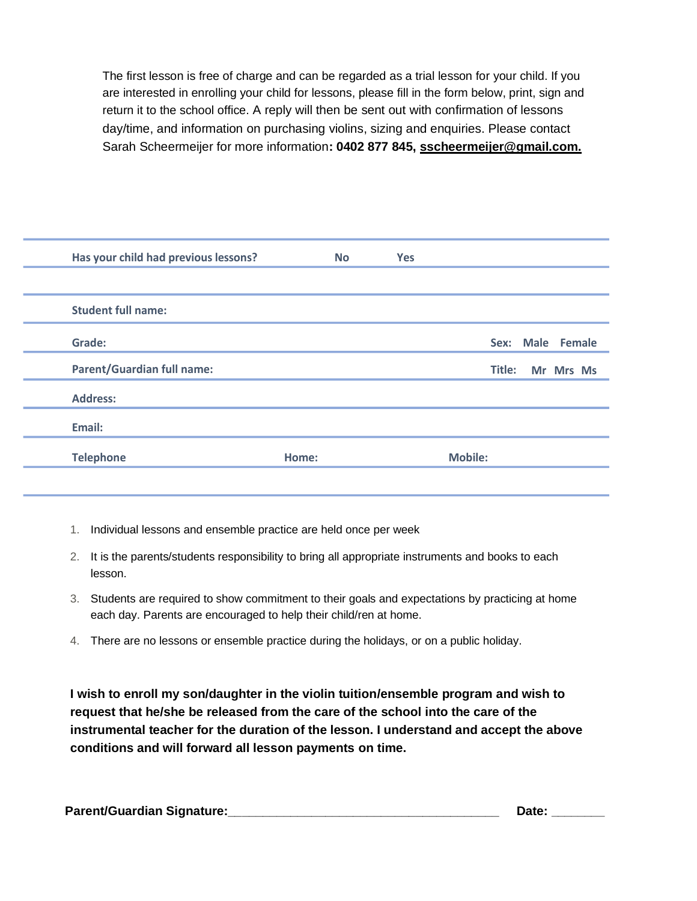The first lesson is free of charge and can be regarded as a trial lesson for your child. If you are interested in enrolling your child for lessons, please fill in the form below, print, sign and return it to the school office. A reply will then be sent out with confirmation of lessons day/time, and information on purchasing violins, sizing and enquiries. Please contact Sarah Scheermeijer for more information**: 0402 877 845, sscheermeijer@gmail.com.**

| | | | |
|---|---|---|---|
| **Has your child had previous lessons?** | **No** | **Yes** | |
| | | | |
| **Student full name:** | | | |
| **Grade:** | | | **Sex: Male Female** |
| **Parent/Guardian full name:** | | | **Title: Mr Mrs Ms** |
| **Address:** | | | |
| **Email:** | | | |
| **Telephone** | **Home:** | **Mobile:** | |
| | | | |

1. Individual lessons and ensemble practice are held once per week
2. It is the parents/students responsibility to bring all appropriate instruments and books to each lesson.
3. Students are required to show commitment to their goals and expectations by practicing at home each day. Parents are encouraged to help their child/ren at home.
4. There are no lessons or ensemble practice during the holidays, or on a public holiday.

**I wish to enroll my son/daughter in the violin tuition/ensemble program and wish to request that he/she be released from the care of the school into the care of the instrumental teacher for the duration of the lesson. I understand and accept the above conditions and will forward all lesson payments on time.**

**Parent/Guardian Signature:**_______________________________________ **Date:** _______